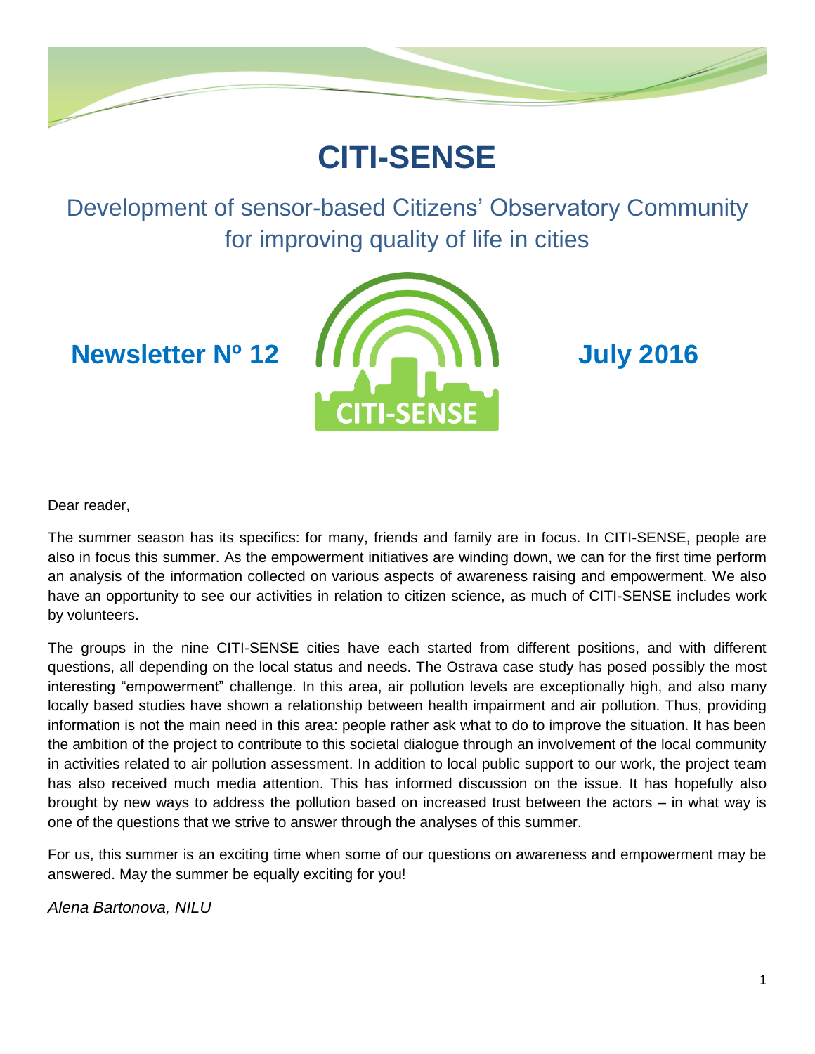# CITI-SENSE

## Development of sensor-based Citizens' Observatory Community for improving quality of life in cities

**Newsletter Nº 12** **July 2016**

Dear reader,

The summer season has its specifics: for many, friends and family are in focus. In CITI-SENSE, people are also in focus this summer. As the empowerment initiatives are winding down, we can for the first time perform an analysis of the information collected on various aspects of awareness raising and empowerment. We also have an opportunity to see our activities in relation to citizen science, as much of CITI-SENSE includes work by volunteers.

The groups in the nine CITI-SENSE cities have each started from different positions, and with different questions, all depending on the local status and needs. The Ostrava case study has posed possibly the most interesting "empowerment" challenge. In this area, air pollution levels are exceptionally high, and also many locally based studies have shown a relationship between health impairment and air pollution. Thus, providing information is not the main need in this area: people rather ask what to do to improve the situation. It has been the ambition of the project to contribute to this societal dialogue through an involvement of the local community in activities related to air pollution assessment. In addition to local public support to our work, the project team has also received much media attention. This has informed discussion on the issue. It has hopefully also brought by new ways to address the pollution based on increased trust between the actors – in what way is one of the questions that we strive to answer through the analyses of this summer.

For us, this summer is an exciting time when some of our questions on awareness and empowerment may be answered. May the summer be equally exciting for you!

*Alena Bartonova, NILU*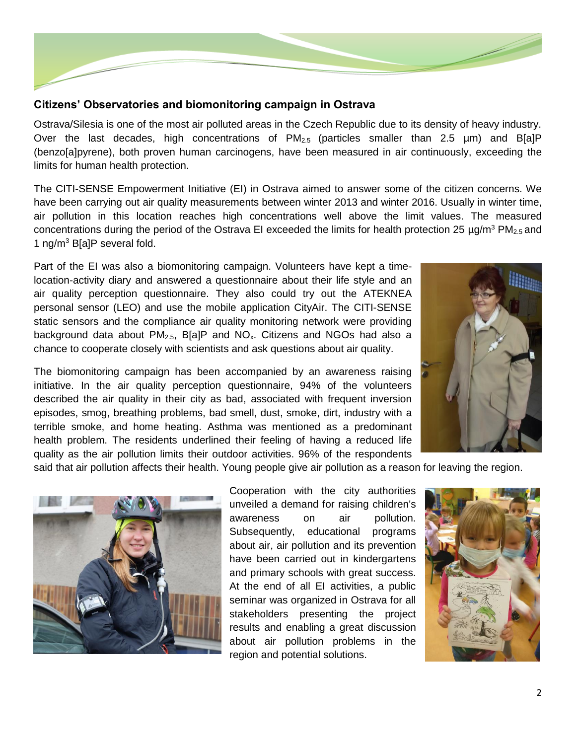## Citizens' Observatories and biomonitoring campaign in Ostrava

Ostrava/Silesia is one of the most air polluted areas in the Czech Republic due to its density of heavy industry. Over the last decades, high concentrations of $PM_{2.5}$ (particles smaller than 2.5 µm) and B[a]P (benzo[a]pyrene), both proven human carcinogens, have been measured in air continuously, exceeding the limits for human health protection.

The CITI-SENSE Empowerment Initiative (EI) in Ostrava aimed to answer some of the citizen concerns. We have been carrying out air quality measurements between winter 2013 and winter 2016. Usually in winter time, air pollution in this location reaches high concentrations well above the limit values. The measured concentrations during the period of the Ostrava EI exceeded the limits for health protection 25 µg/m$^3$ $PM_{2.5}$ and 1 ng/m$^3$ B[a]P several fold.

Part of the EI was also a biomonitoring campaign. Volunteers have kept a time-location-activity diary and answered a questionnaire about their life style and an air quality perception questionnaire. They also could try out the ATEKNEA personal sensor (LEO) and use the mobile application CityAir. The CITI-SENSE static sensors and the compliance air quality monitoring network were providing background data about $PM_{2.5}$, B[a]P and $NO_x$. Citizens and NGOs had also a chance to cooperate closely with scientists and ask questions about air quality.

The biomonitoring campaign has been accompanied by an awareness raising initiative. In the air quality perception questionnaire, 94% of the volunteers described the air quality in their city as bad, associated with frequent inversion episodes, smog, breathing problems, bad smell, dust, smoke, dirt, industry with a terrible smoke, and home heating. Asthma was mentioned as a predominant health problem. The residents underlined their feeling of having a reduced life quality as the air pollution limits their outdoor activities. 96% of the respondents said that air pollution affects their health. Young people give air pollution as a reason for leaving the region.

Cooperation with the city authorities unveiled a demand for raising children's awareness on air pollution. Subsequently, educational programs about air, air pollution and its prevention have been carried out in kindergartens and primary schools with great success. At the end of all EI activities, a public seminar was organized in Ostrava for all stakeholders presenting the project results and enabling a great discussion about air pollution problems in the region and potential solutions.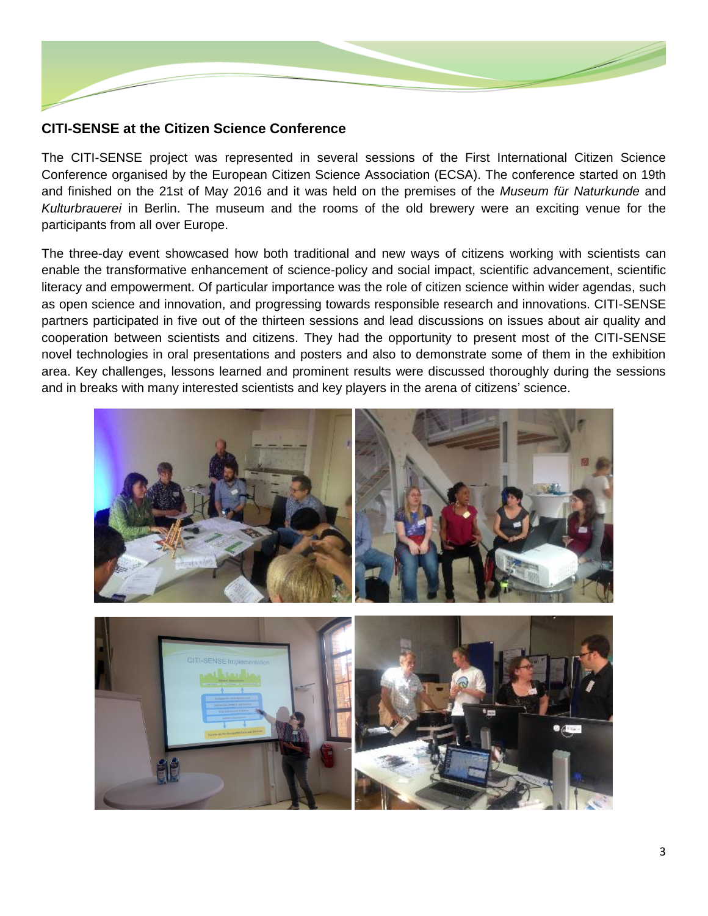## CITI-SENSE at the Citizen Science Conference

The CITI-SENSE project was represented in several sessions of the First International Citizen Science Conference organised by the European Citizen Science Association (ECSA). The conference started on 19th and finished on the 21st of May 2016 and it was held on the premises of the *Museum für Naturkunde* and *Kulturbrauerei* in Berlin. The museum and the rooms of the old brewery were an exciting venue for the participants from all over Europe.

The three-day event showcased how both traditional and new ways of citizens working with scientists can enable the transformative enhancement of science-policy and social impact, scientific advancement, scientific literacy and empowerment. Of particular importance was the role of citizen science within wider agendas, such as open science and innovation, and progressing towards responsible research and innovations. CITI-SENSE partners participated in five out of the thirteen sessions and lead discussions on issues about air quality and cooperation between scientists and citizens. They had the opportunity to present most of the CITI-SENSE novel technologies in oral presentations and posters and also to demonstrate some of them in the exhibition area. Key challenges, lessons learned and prominent results were discussed thoroughly during the sessions and in breaks with many interested scientists and key players in the arena of citizens' science.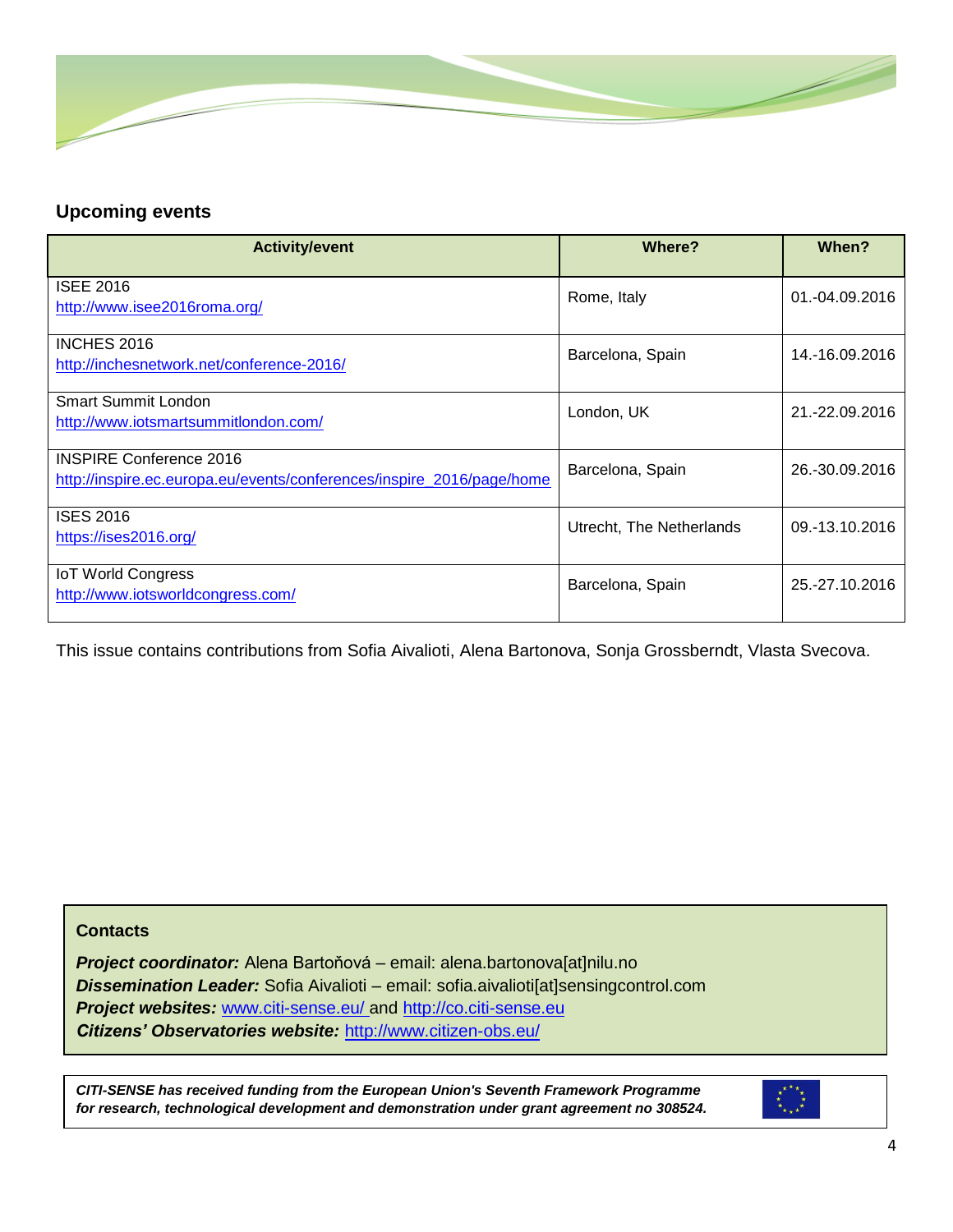## Upcoming events

| Activity/event | Where? | When? |
|---|---|---|
| ISEE 2016 http://www.isee2016roma.org/ | Rome, Italy | 01.-04.09.2016 |
| INCHES 2016 http://inchesnetwork.net/conference-2016/ | Barcelona, Spain | 14.-16.09.2016 |
| Smart Summit London http://www.iotsmartsummitlondon.com/ | London, UK | 21.-22.09.2016 |
| INSPIRE Conference 2016 http://inspire.ec.europa.eu/events/conferences/inspire_2016/page/home | Barcelona, Spain | 26.-30.09.2016 |
| ISES 2016 https://ises2016.org/ | Utrecht, The Netherlands | 09.-13.10.2016 |
| IoT World Congress http://www.iotsworldcongress.com/ | Barcelona, Spain | 25.-27.10.2016 |

This issue contains contributions from Sofia Aivalioti, Alena Bartonova, Sonja Grossberndt, Vlasta Svecova.

**Contacts**

***Project coordinator:*** Alena Bartoňová – email: alena.bartonova[at]nilu.no
***Dissemination Leader:*** Sofia Aivalioti – email: sofia.aivalioti[at]sensingcontrol.com
***Project websites:*** www.citi-sense.eu/ and http://co.citi-sense.eu
***Citizens' Observatories website:*** http://www.citizen-obs.eu/

***CITI-SENSE has received funding from the European Union's Seventh Framework Programme for research, technological development and demonstration under grant agreement no 308524.***